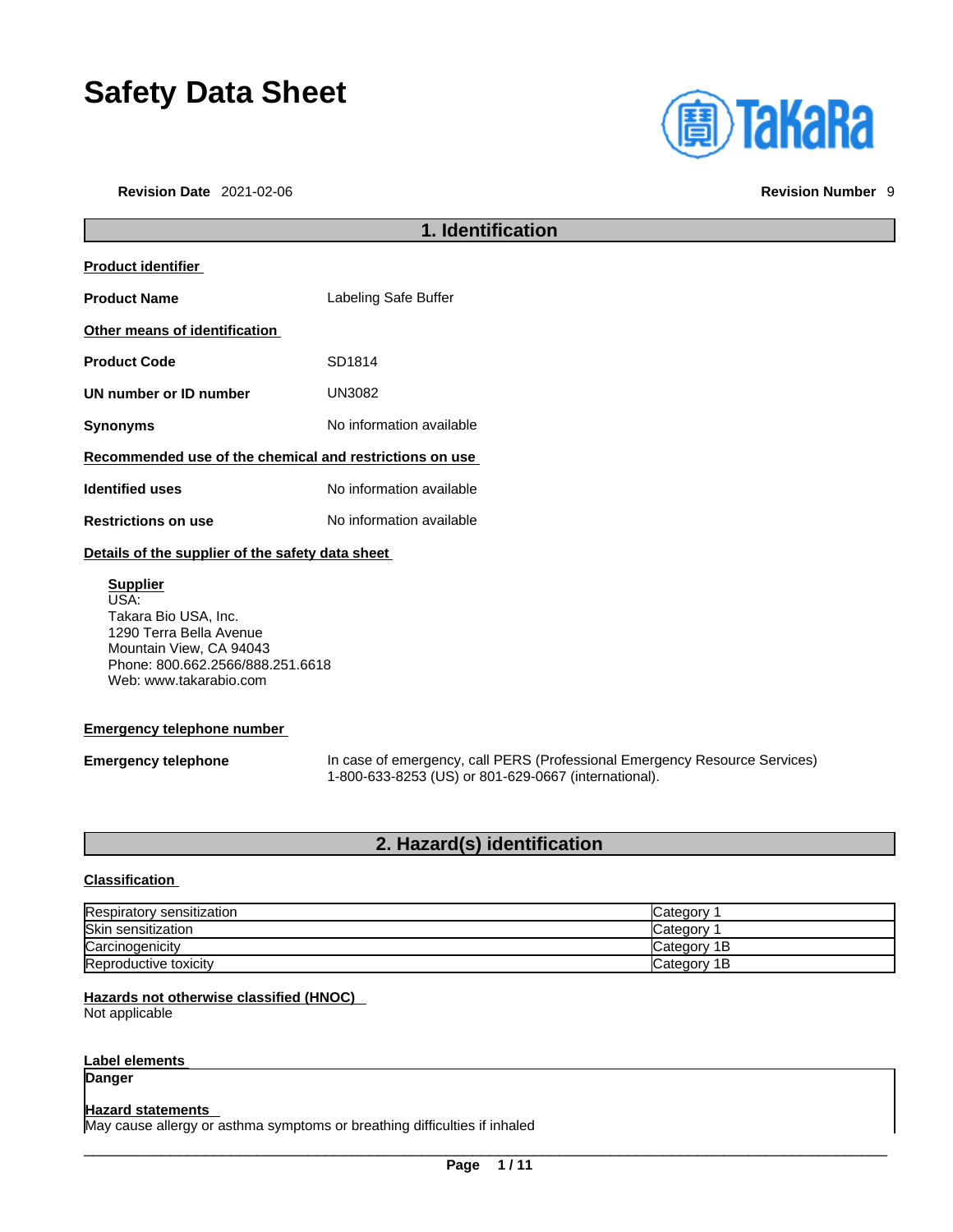# Safety Data Sheet

**Revision Date** 2021-02-06 **Revision Number** 9

## 1. Identification

**Product identifier**

**Product Name** Labeling Safe Buffer

**Other means of identification**

**Product Code** SD1814

**UN number or ID number** UN3082

**Synonyms** No information available

**Recommended use of the chemical and restrictions on use**

**Identified uses** No information available

**Restrictions on use** No information available

**Details of the supplier of the safety data sheet**

**Supplier**
USA:
Takara Bio USA, Inc.
1290 Terra Bella Avenue
Mountain View, CA 94043
Phone: 800.662.2566/888.251.6618
Web: www.takarabio.com

**Emergency telephone number**

**Emergency telephone** In case of emergency, call PERS (Professional Emergency Resource Services) 1-800-633-8253 (US) or 801-629-0667 (international).

## 2. Hazard(s) identification

**Classification**

| Hazard | Category |
|---|---|
| Respiratory sensitization | Category 1 |
| Skin sensitization | Category 1 |
| Carcinogenicity | Category 1B |
| Reproductive toxicity | Category 1B |

**Hazards not otherwise classified (HNOC)**
Not applicable

**Label elements**

**Danger**

**Hazard statements**
May cause allergy or asthma symptoms or breathing difficulties if inhaled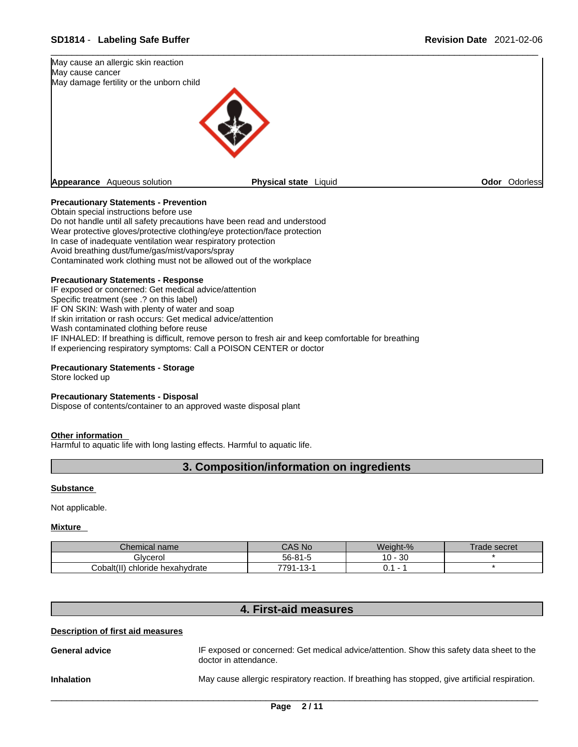May cause an allergic skin reaction
May cause cancer
May damage fertility or the unborn child

**Appearance** Aqueous solution **Physical state** Liquid **Odor** Odorless

**Precautionary Statements - Prevention**
Obtain special instructions before use
Do not handle until all safety precautions have been read and understood
Wear protective gloves/protective clothing/eye protection/face protection
In case of inadequate ventilation wear respiratory protection
Avoid breathing dust/fume/gas/mist/vapors/spray
Contaminated work clothing must not be allowed out of the workplace

**Precautionary Statements - Response**
IF exposed or concerned: Get medical advice/attention
Specific treatment (see .? on this label)
IF ON SKIN: Wash with plenty of water and soap
If skin irritation or rash occurs: Get medical advice/attention
Wash contaminated clothing before reuse
IF INHALED: If breathing is difficult, remove person to fresh air and keep comfortable for breathing
If experiencing respiratory symptoms: Call a POISON CENTER or doctor

**Precautionary Statements - Storage**
Store locked up

**Precautionary Statements - Disposal**
Dispose of contents/container to an approved waste disposal plant

**Other information**
Harmful to aquatic life with long lasting effects. Harmful to aquatic life.

## 3. Composition/information on ingredients

**Substance**

Not applicable.

**Mixture**

| Chemical name | CAS No | Weight-% | Trade secret |
|---|---|---|---|
| Glycerol | 56-81-5 | 10 - 30 | * |
| Cobalt(II) chloride hexahydrate | 7791-13-1 | 0.1 - 1 | * |

## 4. First-aid measures

**Description of first aid measures**

**General advice** IF exposed or concerned: Get medical advice/attention. Show this safety data sheet to the doctor in attendance.

**Inhalation** May cause allergic respiratory reaction. If breathing has stopped, give artificial respiration.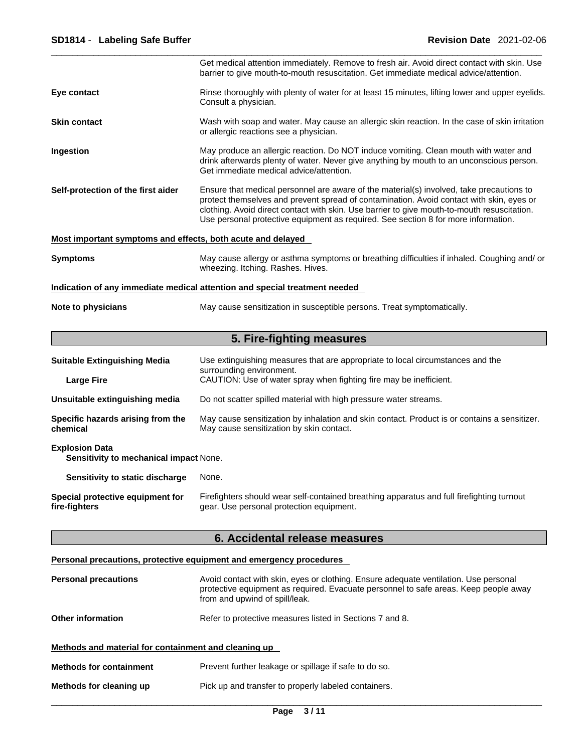| | |
|---|---|
| | Get medical attention immediately. Remove to fresh air. Avoid direct contact with skin. Use barrier to give mouth-to-mouth resuscitation. Get immediate medical advice/attention. |
| **Eye contact** | Rinse thoroughly with plenty of water for at least 15 minutes, lifting lower and upper eyelids. Consult a physician. |
| **Skin contact** | Wash with soap and water. May cause an allergic skin reaction. In the case of skin irritation or allergic reactions see a physician. |
| **Ingestion** | May produce an allergic reaction. Do NOT induce vomiting. Clean mouth with water and drink afterwards plenty of water. Never give anything by mouth to an unconscious person. Get immediate medical advice/attention. |
| **Self-protection of the first aider** | Ensure that medical personnel are aware of the material(s) involved, take precautions to protect themselves and prevent spread of contamination. Avoid contact with skin, eyes or clothing. Avoid direct contact with skin. Use barrier to give mouth-to-mouth resuscitation. Use personal protective equipment as required. See section 8 for more information. |

**Most important symptoms and effects, both acute and delayed**

| | |
|---|---|
| **Symptoms** | May cause allergy or asthma symptoms or breathing difficulties if inhaled. Coughing and/ or wheezing. Itching. Rashes. Hives. |

**Indication of any immediate medical attention and special treatment needed**

| | |
|---|---|
| **Note to physicians** | May cause sensitization in susceptible persons. Treat symptomatically. |

## 5. Fire-fighting measures

| | |
|---|---|
| **Suitable Extinguishing Media** | Use extinguishing measures that are appropriate to local circumstances and the surrounding environment. |
| **Large Fire** | CAUTION: Use of water spray when fighting fire may be inefficient. |
| **Unsuitable extinguishing media** | Do not scatter spilled material with high pressure water streams. |
| **Specific hazards arising from the chemical** | May cause sensitization by inhalation and skin contact. Product is or contains a sensitizer. May cause sensitization by skin contact. |

**Explosion Data**

| | |
|---|---|
| **Sensitivity to mechanical impact** | None. |
| **Sensitivity to static discharge** | None. |
| **Special protective equipment for fire-fighters** | Firefighters should wear self-contained breathing apparatus and full firefighting turnout gear. Use personal protection equipment. |

## 6. Accidental release measures

**Personal precautions, protective equipment and emergency procedures**

| | |
|---|---|
| **Personal precautions** | Avoid contact with skin, eyes or clothing. Ensure adequate ventilation. Use personal protective equipment as required. Evacuate personnel to safe areas. Keep people away from and upwind of spill/leak. |
| **Other information** | Refer to protective measures listed in Sections 7 and 8. |

**Methods and material for containment and cleaning up**

| | |
|---|---|
| **Methods for containment** | Prevent further leakage or spillage if safe to do so. |
| **Methods for cleaning up** | Pick up and transfer to properly labeled containers. |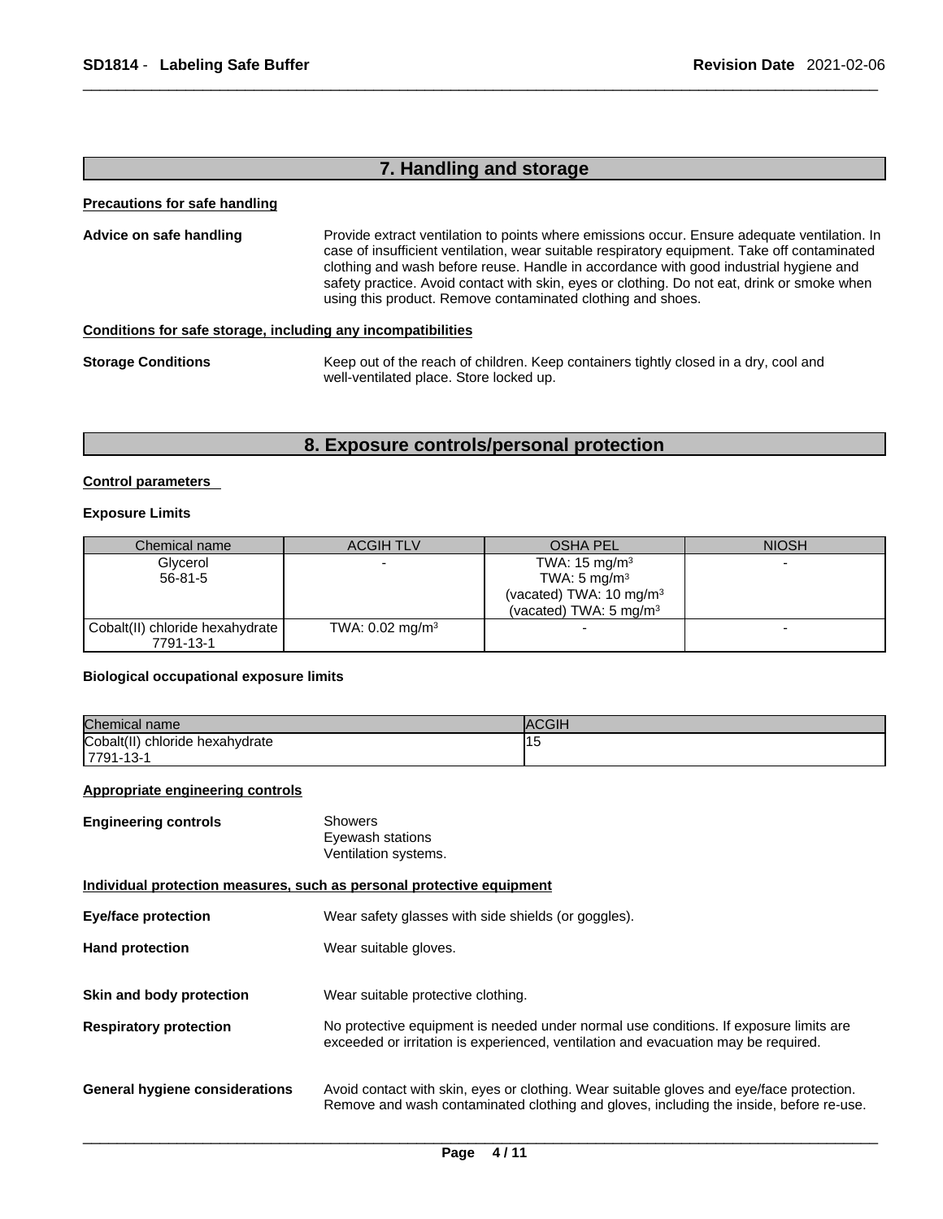## 7. Handling and storage

**Precautions for safe handling**

**Advice on safe handling**

Provide extract ventilation to points where emissions occur. Ensure adequate ventilation. In case of insufficient ventilation, wear suitable respiratory equipment. Take off contaminated clothing and wash before reuse. Handle in accordance with good industrial hygiene and safety practice. Avoid contact with skin, eyes or clothing. Do not eat, drink or smoke when using this product. Remove contaminated clothing and shoes.

**Conditions for safe storage, including any incompatibilities**

**Storage Conditions**

Keep out of the reach of children. Keep containers tightly closed in a dry, cool and well-ventilated place. Store locked up.

## 8. Exposure controls/personal protection

**Control parameters**

**Exposure Limits**

| Chemical name | ACGIH TLV | OSHA PEL | NIOSH |
|---|---|---|---|
| Glycerol<br>56-81-5 | - | TWA: 15 mg/m$^3$<br>TWA: 5 mg/m$^3$<br>(vacated) TWA: 10 mg/m$^3$<br>(vacated) TWA: 5 mg/m$^3$ | - |
| Cobalt(II) chloride hexahydrate<br>7791-13-1 | TWA: 0.02 mg/m$^3$ | - | - |

**Biological occupational exposure limits**

| Chemical name | ACGIH |
|---|---|
| Cobalt(II) chloride hexahydrate<br>7791-13-1 | 15 |

**Appropriate engineering controls**

**Engineering controls**

Showers
Eyewash stations
Ventilation systems.

**Individual protection measures, such as personal protective equipment**

**Eye/face protection**

Wear safety glasses with side shields (or goggles).

**Hand protection**

Wear suitable gloves.

**Skin and body protection**

Wear suitable protective clothing.

**Respiratory protection**

No protective equipment is needed under normal use conditions. If exposure limits are exceeded or irritation is experienced, ventilation and evacuation may be required.

**General hygiene considerations**

Avoid contact with skin, eyes or clothing. Wear suitable gloves and eye/face protection. Remove and wash contaminated clothing and gloves, including the inside, before re-use.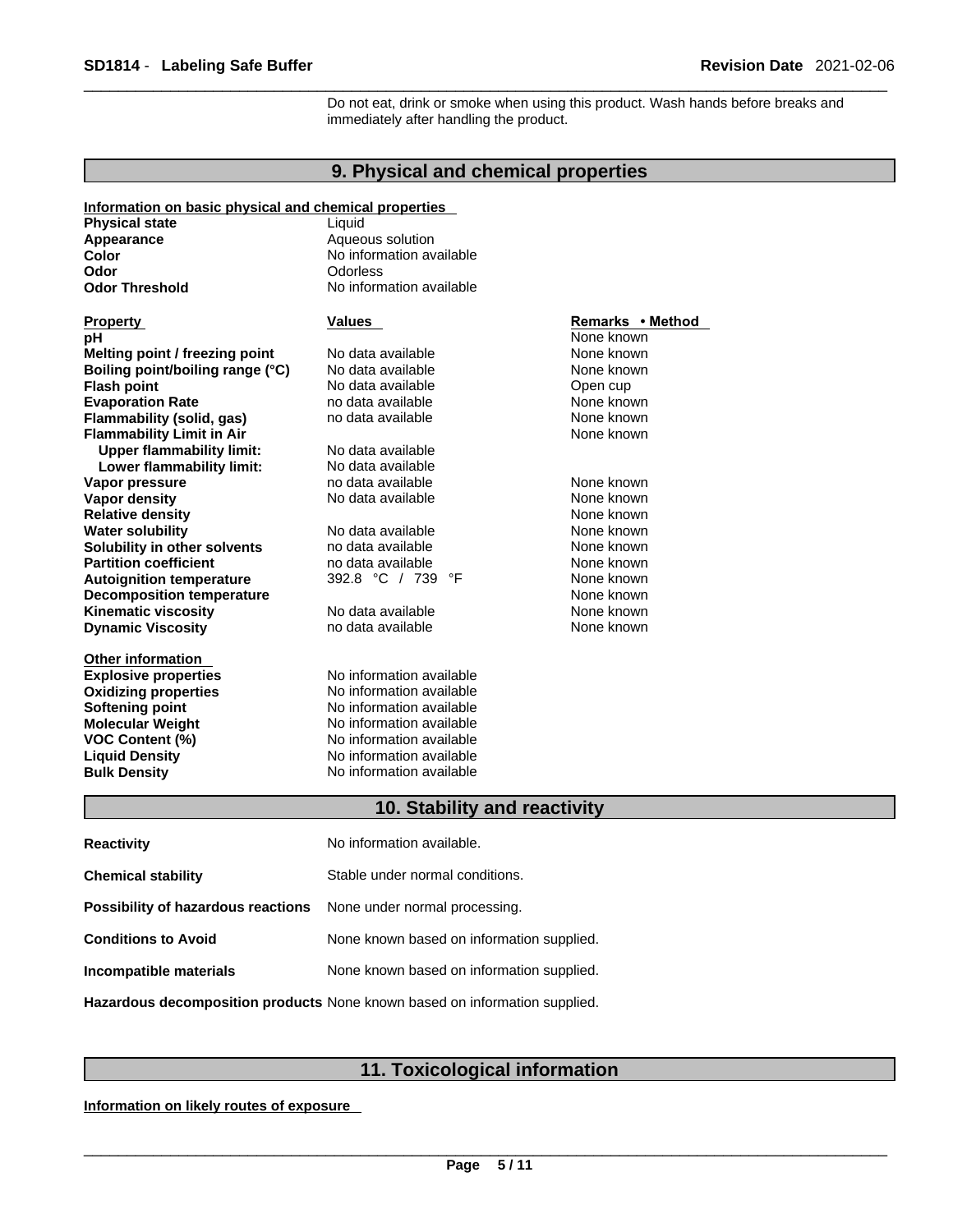Do not eat, drink or smoke when using this product. Wash hands before breaks and immediately after handling the product.

## 9. Physical and chemical properties

**Information on basic physical and chemical properties**

| | |
|---|---|
| **Physical state** | Liquid |
| **Appearance** | Aqueous solution |
| **Color** | No information available |
| **Odor** | Odorless |
| **Odor Threshold** | No information available |

| **Property** | **Values** | **Remarks • Method** |
|---|---|---|
| **pH** | | None known |
| **Melting point / freezing point** | No data available | None known |
| **Boiling point/boiling range (°C)** | No data available | None known |
| **Flash point** | No data available | Open cup |
| **Evaporation Rate** | no data available | None known |
| **Flammability (solid, gas)** | no data available | None known |
| **Flammability Limit in Air** | | None known |
| **Upper flammability limit:** | No data available | |
| **Lower flammability limit:** | No data available | |
| **Vapor pressure** | no data available | None known |
| **Vapor density** | No data available | None known |
| **Relative density** | | None known |
| **Water solubility** | No data available | None known |
| **Solubility in other solvents** | no data available | None known |
| **Partition coefficient** | no data available | None known |
| **Autoignition temperature** | 392.8 °C / 739 °F | None known |
| **Decomposition temperature** | | None known |
| **Kinematic viscosity** | No data available | None known |
| **Dynamic Viscosity** | no data available | None known |

**Other information**

| | |
|---|---|
| **Explosive properties** | No information available |
| **Oxidizing properties** | No information available |
| **Softening point** | No information available |
| **Molecular Weight** | No information available |
| **VOC Content (%)** | No information available |
| **Liquid Density** | No information available |
| **Bulk Density** | No information available |

## 10. Stability and reactivity

| | |
|---|---|
| **Reactivity** | No information available. |
| **Chemical stability** | Stable under normal conditions. |
| **Possibility of hazardous reactions** | None under normal processing. |
| **Conditions to Avoid** | None known based on information supplied. |
| **Incompatible materials** | None known based on information supplied. |
| **Hazardous decomposition products** | None known based on information supplied. |

## 11. Toxicological information

**Information on likely routes of exposure**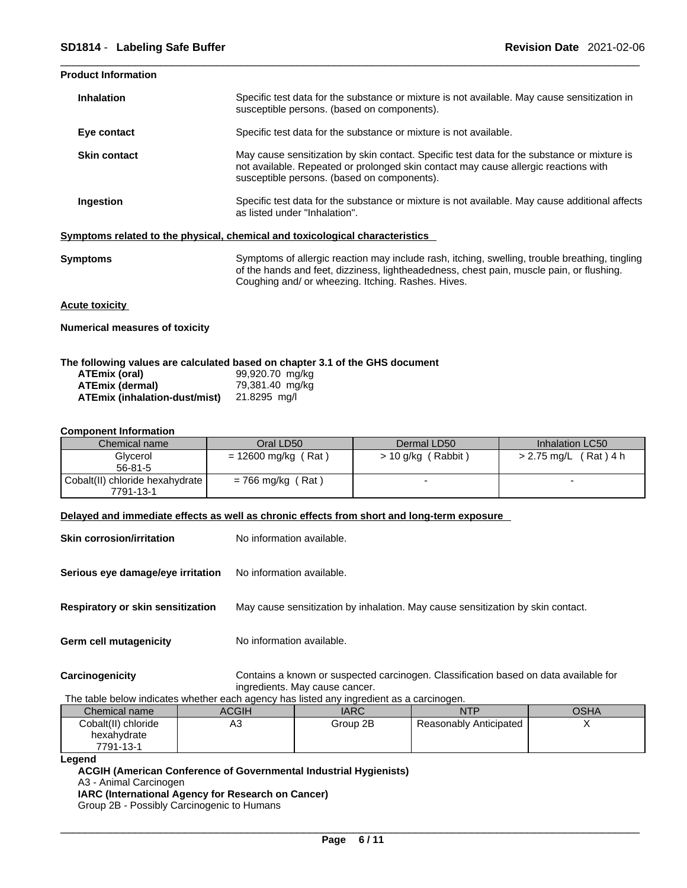**Product Information**

**Inhalation** — Specific test data for the substance or mixture is not available. May cause sensitization in susceptible persons. (based on components).

**Eye contact** — Specific test data for the substance or mixture is not available.

**Skin contact** — May cause sensitization by skin contact. Specific test data for the substance or mixture is not available. Repeated or prolonged skin contact may cause allergic reactions with susceptible persons. (based on components).

**Ingestion** — Specific test data for the substance or mixture is not available. May cause additional affects as listed under "Inhalation".

## Symptoms related to the physical, chemical and toxicological characteristics

**Symptoms** — Symptoms of allergic reaction may include rash, itching, swelling, trouble breathing, tingling of the hands and feet, dizziness, lightheadedness, chest pain, muscle pain, or flushing. Coughing and/ or wheezing. Itching. Rashes. Hives.

## Acute toxicity

**Numerical measures of toxicity**

**The following values are calculated based on chapter 3.1 of the GHS document**

| | |
|---|---|
| **ATEmix (oral)** | 99,920.70 mg/kg |
| **ATEmix (dermal)** | 79,381.40 mg/kg |
| **ATEmix (inhalation-dust/mist)** | 21.8295 mg/l |

**Component Information**

| Chemical name | Oral LD50 | Dermal LD50 | Inhalation LC50 |
|---|---|---|---|
| Glycerol<br>56-81-5 | = 12600 mg/kg ( Rat ) | > 10 g/kg ( Rabbit ) | > 2.75 mg/L ( Rat ) 4 h |
| Cobalt(II) chloride hexahydrate<br>7791-13-1 | = 766 mg/kg ( Rat ) | - | - |

## Delayed and immediate effects as well as chronic effects from short and long-term exposure

**Skin corrosion/irritation** — No information available.

**Serious eye damage/eye irritation** — No information available.

**Respiratory or skin sensitization** — May cause sensitization by inhalation. May cause sensitization by skin contact.

**Germ cell mutagenicity** — No information available.

**Carcinogenicity** — Contains a known or suspected carcinogen. Classification based on data available for ingredients. May cause cancer.

The table below indicates whether each agency has listed any ingredient as a carcinogen.

| Chemical name | ACGIH | IARC | NTP | OSHA |
|---|---|---|---|---|
| Cobalt(II) chloride hexahydrate<br>7791-13-1 | A3 | Group 2B | Reasonably Anticipated | X |

**Legend**

**ACGIH (American Conference of Governmental Industrial Hygienists)**
A3 - Animal Carcinogen
**IARC (International Agency for Research on Cancer)**
Group 2B - Possibly Carcinogenic to Humans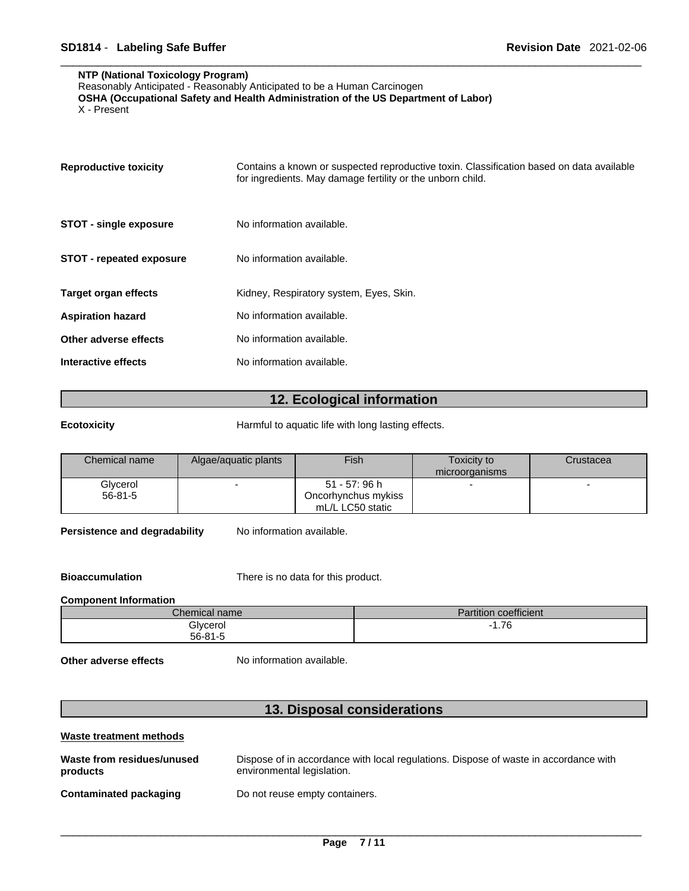**NTP (National Toxicology Program)**
Reasonably Anticipated - Reasonably Anticipated to be a Human Carcinogen
**OSHA (Occupational Safety and Health Administration of the US Department of Labor)**
X - Present

**Reproductive toxicity** Contains a known or suspected reproductive toxin. Classification based on data available for ingredients. May damage fertility or the unborn child.

**STOT - single exposure** No information available.

**STOT - repeated exposure** No information available.

**Target organ effects** Kidney, Respiratory system, Eyes, Skin.

**Aspiration hazard** No information available.

**Other adverse effects** No information available.

**Interactive effects** No information available.

## 12. Ecological information

**Ecotoxicity** Harmful to aquatic life with long lasting effects.

| Chemical name | Algae/aquatic plants | Fish | Toxicity to microorganisms | Crustacea |
|---|---|---|---|---|
| Glycerol 56-81-5 | - | 51 - 57: 96 h Oncorhynchus mykiss mL/L LC50 static | - | - |

**Persistence and degradability** No information available.

**Bioaccumulation** There is no data for this product.

**Component Information**

| Chemical name | Partition coefficient |
|---|---|
| Glycerol 56-81-5 | -1.76 |

**Other adverse effects** No information available.

## 13. Disposal considerations

**Waste treatment methods**

**Waste from residues/unused products** Dispose of in accordance with local regulations. Dispose of waste in accordance with environmental legislation.

**Contaminated packaging** Do not reuse empty containers.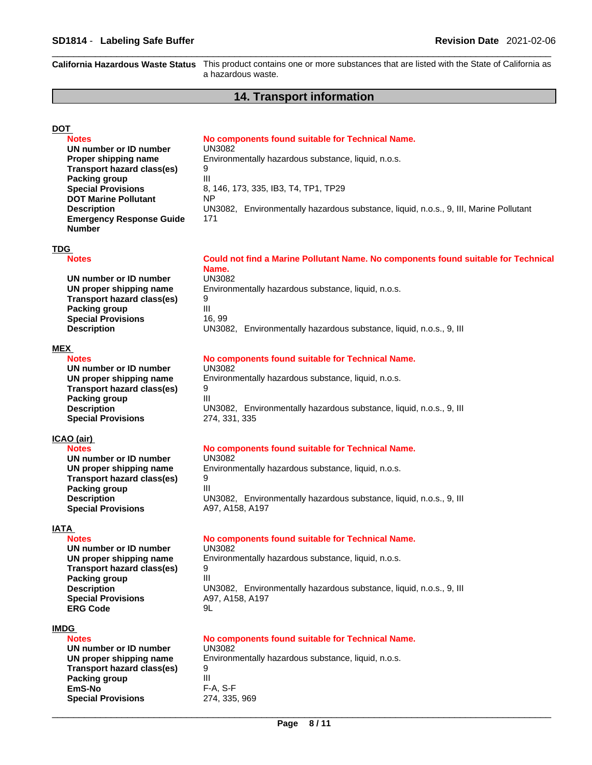**California Hazardous Waste Status** This product contains one or more substances that are listed with the State of California as a hazardous waste.

## 14. Transport information

### DOT

| | |
|---|---|
| **Notes** | **No components found suitable for Technical Name.** |
| **UN number or ID number** | UN3082 |
| **Proper shipping name** | Environmentally hazardous substance, liquid, n.o.s. |
| **Transport hazard class(es)** | 9 |
| **Packing group** | III |
| **Special Provisions** | 8, 146, 173, 335, IB3, T4, TP1, TP29 |
| **DOT Marine Pollutant** | NP |
| **Description** | UN3082, Environmentally hazardous substance, liquid, n.o.s., 9, III, Marine Pollutant |
| **Emergency Response Guide Number** | 171 |

### TDG

| | |
|---|---|
| **Notes** | **Could not find a Marine Pollutant Name. No components found suitable for Technical Name.** |
| **UN number or ID number** | UN3082 |
| **UN proper shipping name** | Environmentally hazardous substance, liquid, n.o.s. |
| **Transport hazard class(es)** | 9 |
| **Packing group** | III |
| **Special Provisions** | 16, 99 |
| **Description** | UN3082, Environmentally hazardous substance, liquid, n.o.s., 9, III |

### MEX

| | |
|---|---|
| **Notes** | **No components found suitable for Technical Name.** |
| **UN number or ID number** | UN3082 |
| **UN proper shipping name** | Environmentally hazardous substance, liquid, n.o.s. |
| **Transport hazard class(es)** | 9 |
| **Packing group** | III |
| **Description** | UN3082, Environmentally hazardous substance, liquid, n.o.s., 9, III |
| **Special Provisions** | 274, 331, 335 |

### ICAO (air)

| | |
|---|---|
| **Notes** | **No components found suitable for Technical Name.** |
| **UN number or ID number** | UN3082 |
| **UN proper shipping name** | Environmentally hazardous substance, liquid, n.o.s. |
| **Transport hazard class(es)** | 9 |
| **Packing group** | III |
| **Description** | UN3082, Environmentally hazardous substance, liquid, n.o.s., 9, III |
| **Special Provisions** | A97, A158, A197 |

### IATA

| | |
|---|---|
| **Notes** | **No components found suitable for Technical Name.** |
| **UN number or ID number** | UN3082 |
| **UN proper shipping name** | Environmentally hazardous substance, liquid, n.o.s. |
| **Transport hazard class(es)** | 9 |
| **Packing group** | III |
| **Description** | UN3082, Environmentally hazardous substance, liquid, n.o.s., 9, III |
| **Special Provisions** | A97, A158, A197 |
| **ERG Code** | 9L |

### IMDG

| | |
|---|---|
| **Notes** | **No components found suitable for Technical Name.** |
| **UN number or ID number** | UN3082 |
| **UN proper shipping name** | Environmentally hazardous substance, liquid, n.o.s. |
| **Transport hazard class(es)** | 9 |
| **Packing group** | III |
| **EmS-No** | F-A, S-F |
| **Special Provisions** | 274, 335, 969 |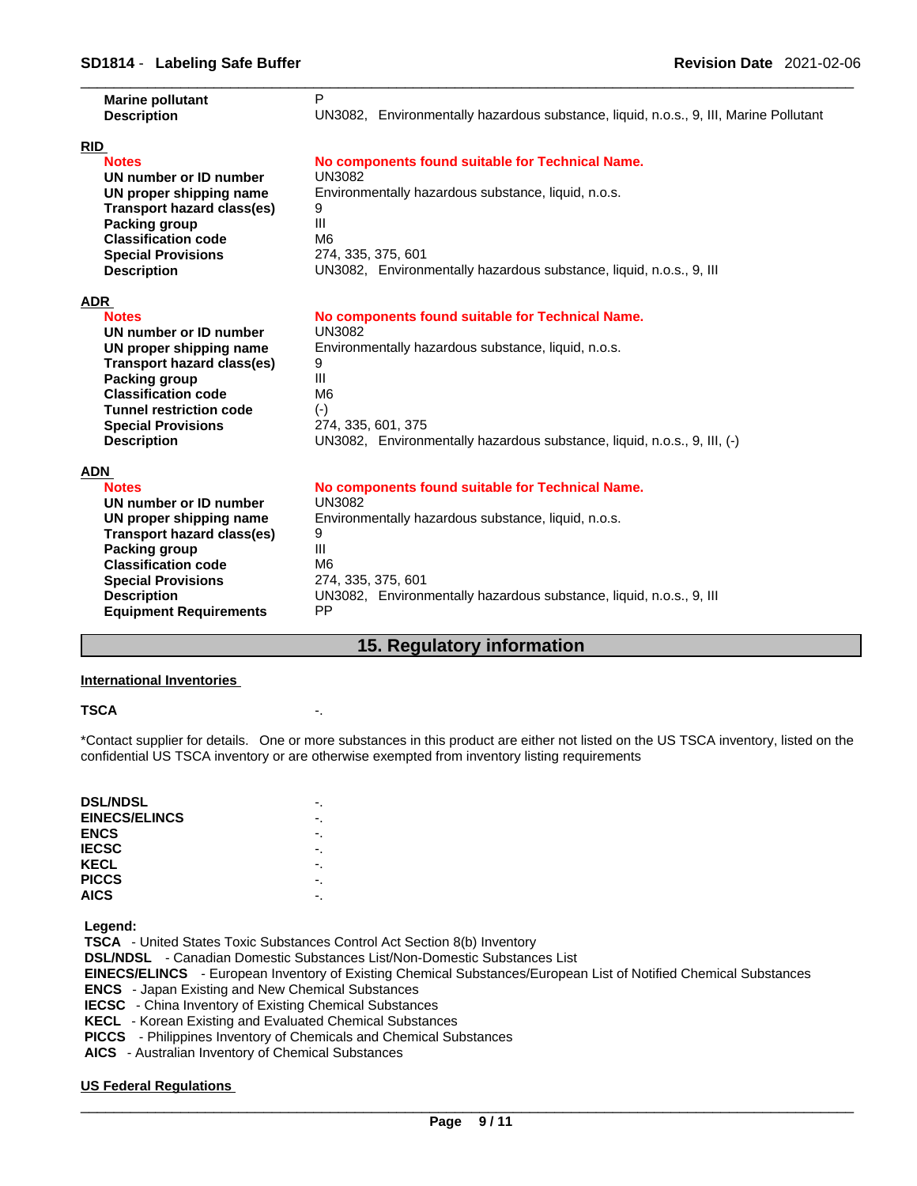| | |
|---|---|
| **Marine pollutant** | P |
| **Description** | UN3082, Environmentally hazardous substance, liquid, n.o.s., 9, III, Marine Pollutant |

**RID**

| | |
|---|---|
| **Notes** | **No components found suitable for Technical Name.** |
| **UN number or ID number** | UN3082 |
| **UN proper shipping name** | Environmentally hazardous substance, liquid, n.o.s. |
| **Transport hazard class(es)** | 9 |
| **Packing group** | III |
| **Classification code** | M6 |
| **Special Provisions** | 274, 335, 375, 601 |
| **Description** | UN3082, Environmentally hazardous substance, liquid, n.o.s., 9, III |

**ADR**

| | |
|---|---|
| **Notes** | **No components found suitable for Technical Name.** |
| **UN number or ID number** | UN3082 |
| **UN proper shipping name** | Environmentally hazardous substance, liquid, n.o.s. |
| **Transport hazard class(es)** | 9 |
| **Packing group** | III |
| **Classification code** | M6 |
| **Tunnel restriction code** | (-) |
| **Special Provisions** | 274, 335, 601, 375 |
| **Description** | UN3082, Environmentally hazardous substance, liquid, n.o.s., 9, III, (-) |

**ADN**

| | |
|---|---|
| **Notes** | **No components found suitable for Technical Name.** |
| **UN number or ID number** | UN3082 |
| **UN proper shipping name** | Environmentally hazardous substance, liquid, n.o.s. |
| **Transport hazard class(es)** | 9 |
| **Packing group** | III |
| **Classification code** | M6 |
| **Special Provisions** | 274, 335, 375, 601 |
| **Description** | UN3082, Environmentally hazardous substance, liquid, n.o.s., 9, III |
| **Equipment Requirements** | PP |

## 15. Regulatory information

**International Inventories**

| | |
|---|---|
| **TSCA** | -. |

*Contact supplier for details. One or more substances in this product are either not listed on the US TSCA inventory, listed on the confidential US TSCA inventory or are otherwise exempted from inventory listing requirements

| | |
|---|---|
| **DSL/NDSL** | -. |
| **EINECS/ELINCS** | -. |
| **ENCS** | -. |
| **IECSC** | -. |
| **KECL** | -. |
| **PICCS** | -. |
| **AICS** | -. |

**Legend:**

**TSCA** - United States Toxic Substances Control Act Section 8(b) Inventory
**DSL/NDSL** - Canadian Domestic Substances List/Non-Domestic Substances List
**EINECS/ELINCS** - European Inventory of Existing Chemical Substances/European List of Notified Chemical Substances
**ENCS** - Japan Existing and New Chemical Substances
**IECSC** - China Inventory of Existing Chemical Substances
**KECL** - Korean Existing and Evaluated Chemical Substances
**PICCS** - Philippines Inventory of Chemicals and Chemical Substances
**AICS** - Australian Inventory of Chemical Substances

**US Federal Regulations**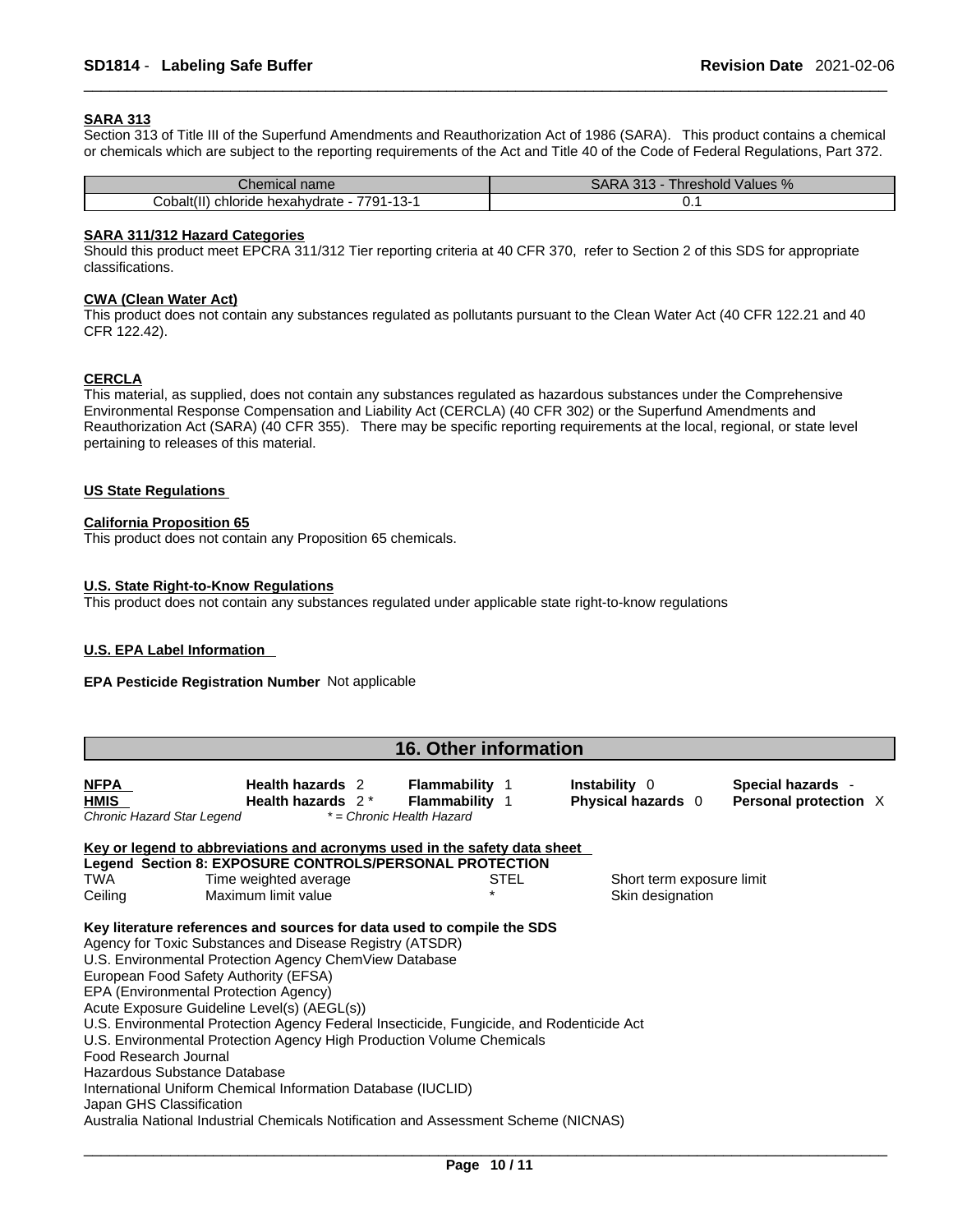#### SARA 313

Section 313 of Title III of the Superfund Amendments and Reauthorization Act of 1986 (SARA). This product contains a chemical or chemicals which are subject to the reporting requirements of the Act and Title 40 of the Code of Federal Regulations, Part 372.

| Chemical name | SARA 313 - Threshold Values % |
|---|---|
| Cobalt(II) chloride hexahydrate - 7791-13-1 | 0.1 |

#### SARA 311/312 Hazard Categories

Should this product meet EPCRA 311/312 Tier reporting criteria at 40 CFR 370, refer to Section 2 of this SDS for appropriate classifications.

#### CWA (Clean Water Act)

This product does not contain any substances regulated as pollutants pursuant to the Clean Water Act (40 CFR 122.21 and 40 CFR 122.42).

#### CERCLA

This material, as supplied, does not contain any substances regulated as hazardous substances under the Comprehensive Environmental Response Compensation and Liability Act (CERCLA) (40 CFR 302) or the Superfund Amendments and Reauthorization Act (SARA) (40 CFR 355). There may be specific reporting requirements at the local, regional, or state level pertaining to releases of this material.

#### US State Regulations

#### California Proposition 65

This product does not contain any Proposition 65 chemicals.

#### U.S. State Right-to-Know Regulations

This product does not contain any substances regulated under applicable state right-to-know regulations

#### U.S. EPA Label Information

**EPA Pesticide Registration Number** Not applicable

## 16. Other information

| | | | | |
|---|---|---|---|---|
| **NFPA** | **Health hazards** 2 | **Flammability** 1 | **Instability** 0 | **Special hazards** - |
| **HMIS** | **Health hazards** 2 * | **Flammability** 1 | **Physical hazards** 0 | **Personal protection** X |

*Chronic Hazard Star Legend* &nbsp; *\* = Chronic Health Hazard*

**Key or legend to abbreviations and acronyms used in the safety data sheet**

**Legend Section 8: EXPOSURE CONTROLS/PERSONAL PROTECTION**

| | | | |
|---|---|---|---|
| TWA | Time weighted average | STEL | Short term exposure limit |
| Ceiling | Maximum limit value | * | Skin designation |

**Key literature references and sources for data used to compile the SDS**

Agency for Toxic Substances and Disease Registry (ATSDR)
U.S. Environmental Protection Agency ChemView Database
European Food Safety Authority (EFSA)
EPA (Environmental Protection Agency)
Acute Exposure Guideline Level(s) (AEGL(s))
U.S. Environmental Protection Agency Federal Insecticide, Fungicide, and Rodenticide Act
U.S. Environmental Protection Agency High Production Volume Chemicals
Food Research Journal
Hazardous Substance Database
International Uniform Chemical Information Database (IUCLID)
Japan GHS Classification
Australia National Industrial Chemicals Notification and Assessment Scheme (NICNAS)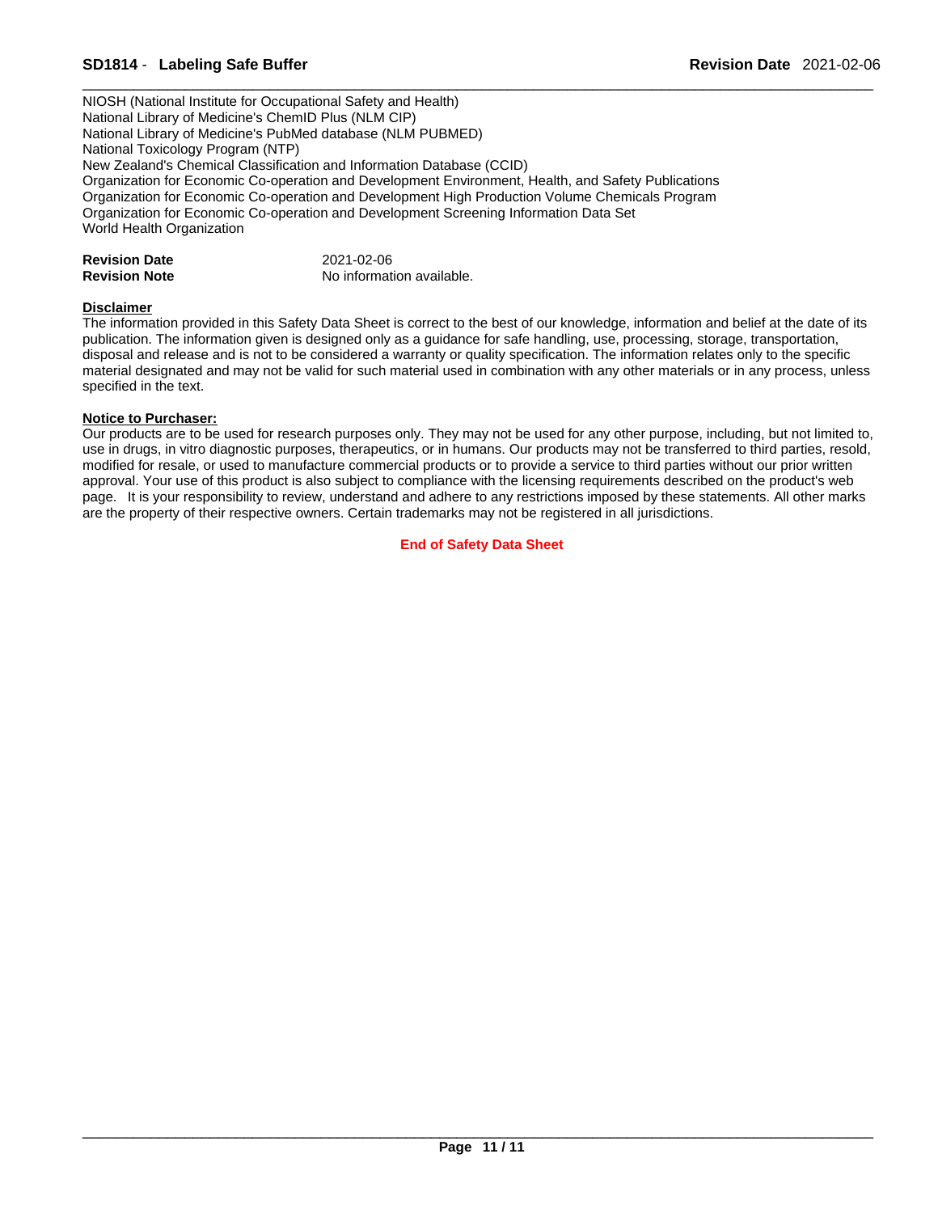NIOSH (National Institute for Occupational Safety and Health)
National Library of Medicine's ChemID Plus (NLM CIP)
National Library of Medicine's PubMed database (NLM PUBMED)
National Toxicology Program (NTP)
New Zealand's Chemical Classification and Information Database (CCID)
Organization for Economic Co-operation and Development Environment, Health, and Safety Publications
Organization for Economic Co-operation and Development High Production Volume Chemicals Program
Organization for Economic Co-operation and Development Screening Information Data Set
World Health Organization

| | |
|---|---|
| **Revision Date** | 2021-02-06 |
| **Revision Note** | No information available. |

**Disclaimer**

The information provided in this Safety Data Sheet is correct to the best of our knowledge, information and belief at the date of its publication. The information given is designed only as a guidance for safe handling, use, processing, storage, transportation, disposal and release and is not to be considered a warranty or quality specification. The information relates only to the specific material designated and may not be valid for such material used in combination with any other materials or in any process, unless specified in the text.

**Notice to Purchaser:**

Our products are to be used for research purposes only. They may not be used for any other purpose, including, but not limited to, use in drugs, in vitro diagnostic purposes, therapeutics, or in humans. Our products may not be transferred to third parties, resold, modified for resale, or used to manufacture commercial products or to provide a service to third parties without our prior written approval. Your use of this product is also subject to compliance with the licensing requirements described on the product's web page. It is your responsibility to review, understand and adhere to any restrictions imposed by these statements. All other marks are the property of their respective owners. Certain trademarks may not be registered in all jurisdictions.

**End of Safety Data Sheet**